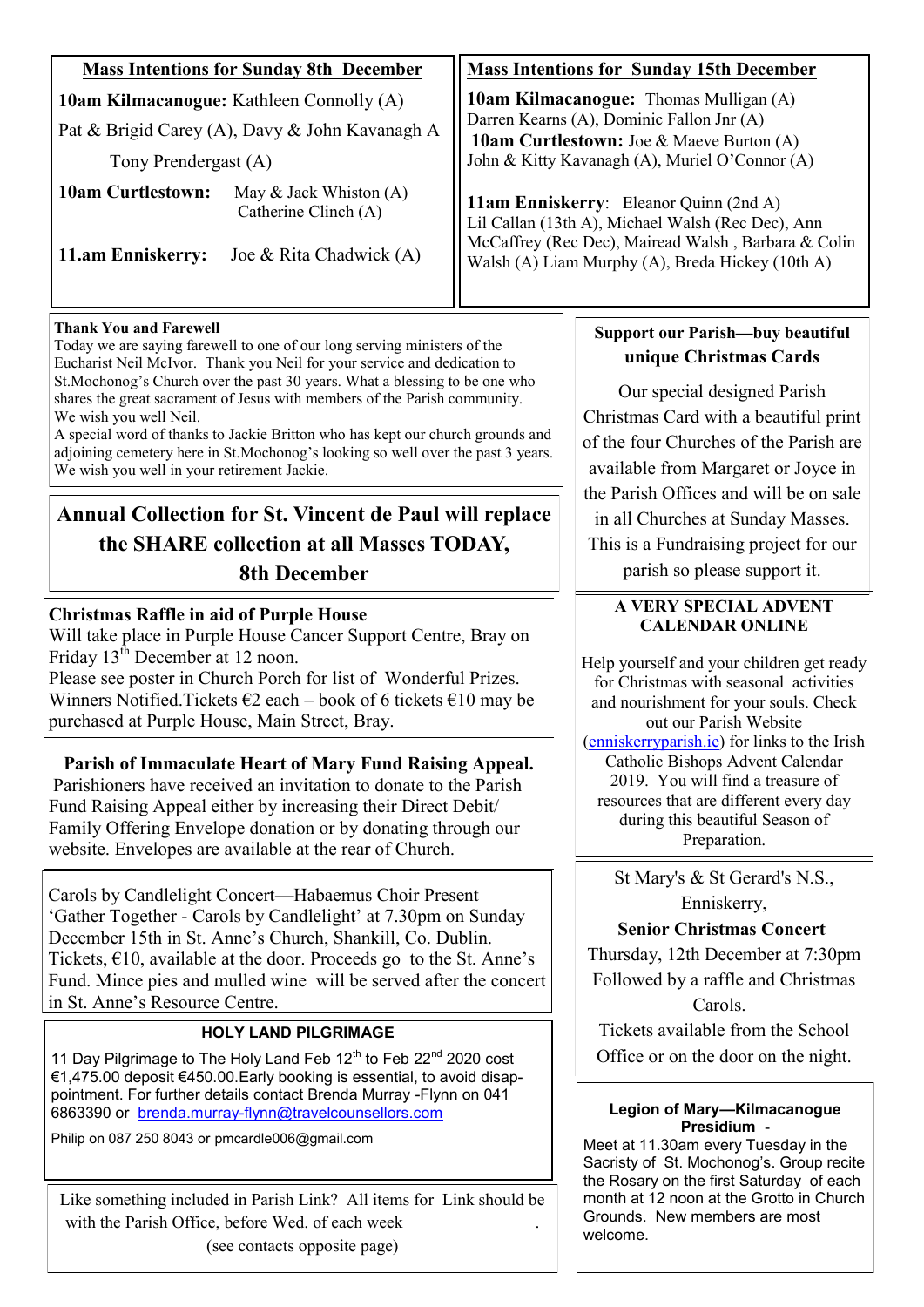## Mass Intentions for Sunday 8th December

**10am Kilmacanogue:** Kathleen Connolly (A)

Pat & Brigid Carey (A), Davy & John Kavanagh A

Tony Prendergast (A)

**10am Curtlestown:** May & Jack Whiston (A) Catherine Clinch (A)

**11.am Enniskerry:** Joe & Rita Chadwick (A)

## Mass Intentions for Sunday 15th December

**10am Kilmacanogue:** Thomas Mulligan (A) Darren Kearns (A), Dominic Fallon Jnr (A)

**10am Curtlestown:** Joe & Maeve Burton (A) John & Kitty Kavanagh (A), Muriel O'Connor (A)

**11am Enniskerry**: Eleanor Quinn (2nd A) Lil Callan (13th A), Michael Walsh (Rec Dec), Ann McCaffrey (Rec Dec), Mairead Walsh , Barbara & Colin Walsh (A) Liam Murphy (A), Breda Hickey (10th A)

**Thank You and Farewell**

Today we are saying farewell to one of our long serving ministers of the Eucharist Neil McIvor. Thank you Neil for your service and dedication to St.Mochonog's Church over the past 30 years. What a blessing to be one who shares the great sacrament of Jesus with members of the Parish community. We wish you well Neil.

A special word of thanks to Jackie Britton who has kept our church grounds and adjoining cemetery here in St.Mochonog's looking so well over the past 3 years. We wish you well in your retirement Jackie.

## Annual Collection for St. Vincent de Paul will replace the SHARE collection at all Masses TODAY, 8th December

**Christmas Raffle in aid of Purple House**

Will take place in Purple House Cancer Support Centre, Bray on Friday 13th December at 12 noon.

Please see poster in Church Porch for list of Wonderful Prizes. Winners Notified.Tickets €2 each – book of 6 tickets €10 may be purchased at Purple House, Main Street, Bray.

**Parish of Immaculate Heart of Mary Fund Raising Appeal.**

Parishioners have received an invitation to donate to the Parish Fund Raising Appeal either by increasing their Direct Debit/ Family Offering Envelope donation or by donating through our website. Envelopes are available at the rear of Church.

Carols by Candlelight Concert—Habaemus Choir Present 'Gather Together - Carols by Candlelight' at 7.30pm on Sunday December 15th in St. Anne's Church, Shankill, Co. Dublin. Tickets, €10, available at the door. Proceeds go to the St. Anne's Fund. Mince pies and mulled wine will be served after the concert in St. Anne's Resource Centre.

**HOLY LAND PILGRIMAGE**

11 Day Pilgrimage to The Holy Land Feb 12th to Feb 22nd 2020 cost €1,475.00 deposit €450.00.Early booking is essential, to avoid disappointment. For further details contact Brenda Murray -Flynn on 041 6863390 or brenda.murray-flynn@travelcounsellors.com

Philip on 087 250 8043 or pmcardle006@gmail.com

Like something included in Parish Link? All items for Link should be with the Parish Office, before Wed. of each week .
(see contacts opposite page)

**Support our Parish—buy beautiful unique Christmas Cards**

Our special designed Parish Christmas Card with a beautiful print of the four Churches of the Parish are available from Margaret or Joyce in the Parish Offices and will be on sale in all Churches at Sunday Masses. This is a Fundraising project for our parish so please support it.

**A VERY SPECIAL ADVENT CALENDAR ONLINE**

Help yourself and your children get ready for Christmas with seasonal activities and nourishment for your souls. Check out our Parish Website (enniskerryparish.ie) for links to the Irish Catholic Bishops Advent Calendar 2019. You will find a treasure of resources that are different every day during this beautiful Season of Preparation.

St Mary's & St Gerard's N.S., Enniskerry,

**Senior Christmas Concert**

Thursday, 12th December at 7:30pm Followed by a raffle and Christmas Carols.

Tickets available from the School Office or on the door on the night.

**Legion of Mary—Kilmacanogue Presidium -**

Meet at 11.30am every Tuesday in the Sacristy of St. Mochonog's. Group recite the Rosary on the first Saturday of each month at 12 noon at the Grotto in Church Grounds. New members are most welcome.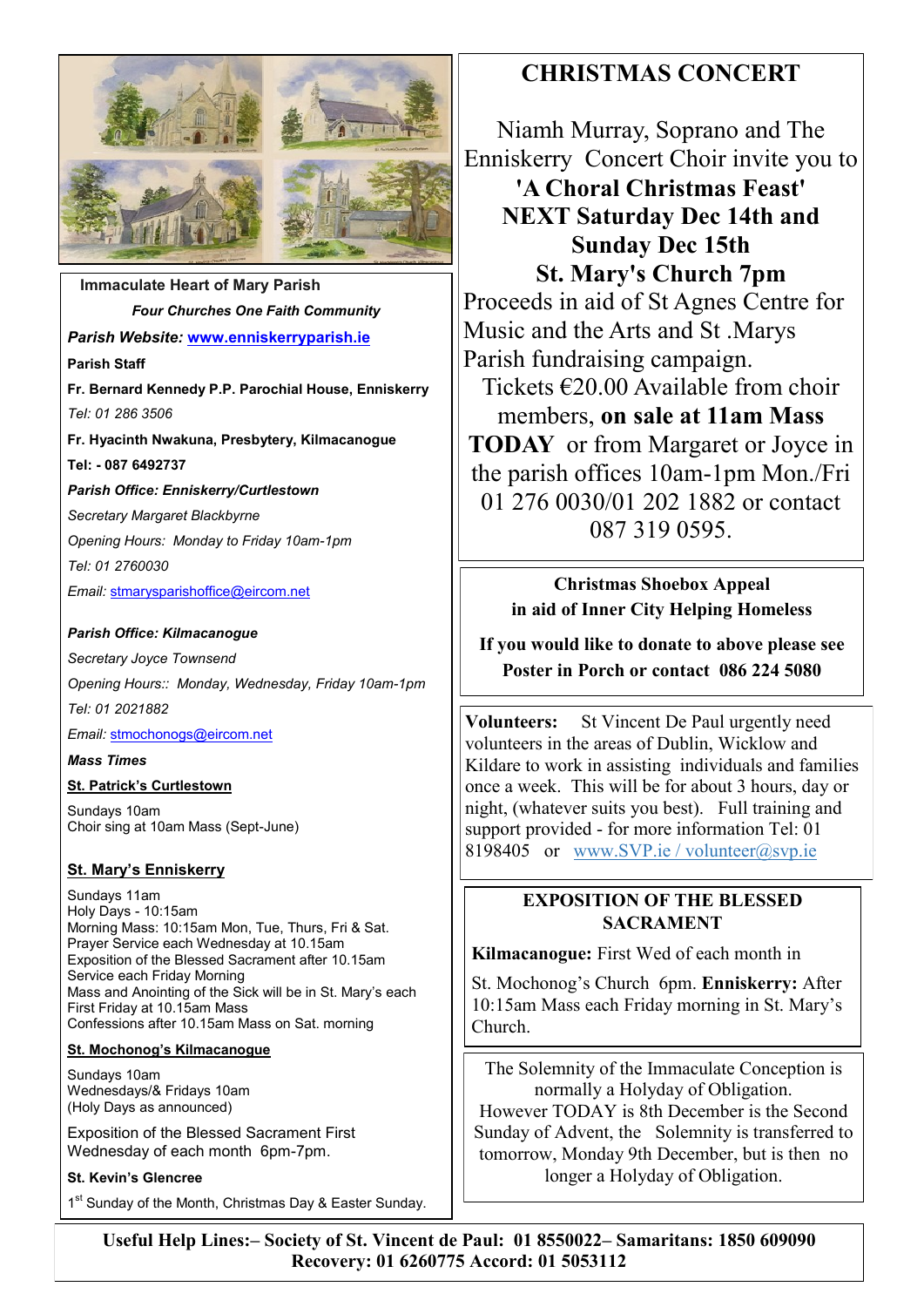**Immaculate Heart of Mary Parish**

***Four Churches One Faith Community***

***Parish Website:*** **www.enniskerryparish.ie**

**Parish Staff**

**Fr. Bernard Kennedy P.P. Parochial House, Enniskerry**

*Tel: 01 286 3506*

**Fr. Hyacinth Nwakuna, Presbytery, Kilmacanogue**

**Tel: - 087 6492737**

***Parish Office: Enniskerry/Curtlestown***

*Secretary Margaret Blackbyrne*

*Opening Hours: Monday to Friday 10am-1pm*

*Tel: 01 2760030*

*Email:* stmarysparishoffice@eircom.net

***Parish Office: Kilmacanogue***

*Secretary Joyce Townsend*

*Opening Hours:: Monday, Wednesday, Friday 10am-1pm*

*Tel: 01 2021882*

*Email:* stmochonogs@eircom.net

***Mass Times***

**St. Patrick's Curtlestown**

Sundays 10am
Choir sing at 10am Mass (Sept-June)

**St. Mary's Enniskerry**

Sundays 11am
Holy Days - 10:15am
Morning Mass: 10:15am Mon, Tue, Thurs, Fri & Sat.
Prayer Service each Wednesday at 10.15am
Exposition of the Blessed Sacrament after 10.15am Service each Friday Morning
Mass and Anointing of the Sick will be in St. Mary's each First Friday at 10.15am Mass
Confessions after 10.15am Mass on Sat. morning

**St. Mochonog's Kilmacanogue**

Sundays 10am
Wednesdays/& Fridays 10am
(Holy Days as announced)

Exposition of the Blessed Sacrament First Wednesday of each month 6pm-7pm.

**St. Kevin's Glencree**

1st Sunday of the Month, Christmas Day & Easter Sunday.

# CHRISTMAS CONCERT

Niamh Murray, Soprano and The Enniskerry Concert Choir invite you to **'A Choral Christmas Feast' NEXT Saturday Dec 14th and Sunday Dec 15th St. Mary's Church 7pm**
Proceeds in aid of St Agnes Centre for Music and the Arts and St .Marys Parish fundraising campaign.
Tickets €20.00 Available from choir members, **on sale at 11am Mass TODAY** or from Margaret or Joyce in the parish offices 10am-1pm Mon./Fri 01 276 0030/01 202 1882 or contact 087 319 0595.

**Christmas Shoebox Appeal in aid of Inner City Helping Homeless**

**If you would like to donate to above please see Poster in Porch or contact 086 224 5080**

**Volunteers:** St Vincent De Paul urgently need volunteers in the areas of Dublin, Wicklow and Kildare to work in assisting individuals and families once a week. This will be for about 3 hours, day or night, (whatever suits you best). Full training and support provided - for more information Tel: 01 8198405 or www.SVP.ie / volunteer@svp.ie

**EXPOSITION OF THE BLESSED SACRAMENT**

**Kilmacanogue:** First Wed of each month in St. Mochonog's Church 6pm. **Enniskerry:** After 10:15am Mass each Friday morning in St. Mary's Church.

The Solemnity of the Immaculate Conception is normally a Holyday of Obligation. However TODAY is 8th December is the Second Sunday of Advent, the Solemnity is transferred to tomorrow, Monday 9th December, but is then no longer a Holyday of Obligation.

**Useful Help Lines:– Society of St. Vincent de Paul: 01 8550022– Samaritans: 1850 609090 Recovery: 01 6260775 Accord: 01 5053112**